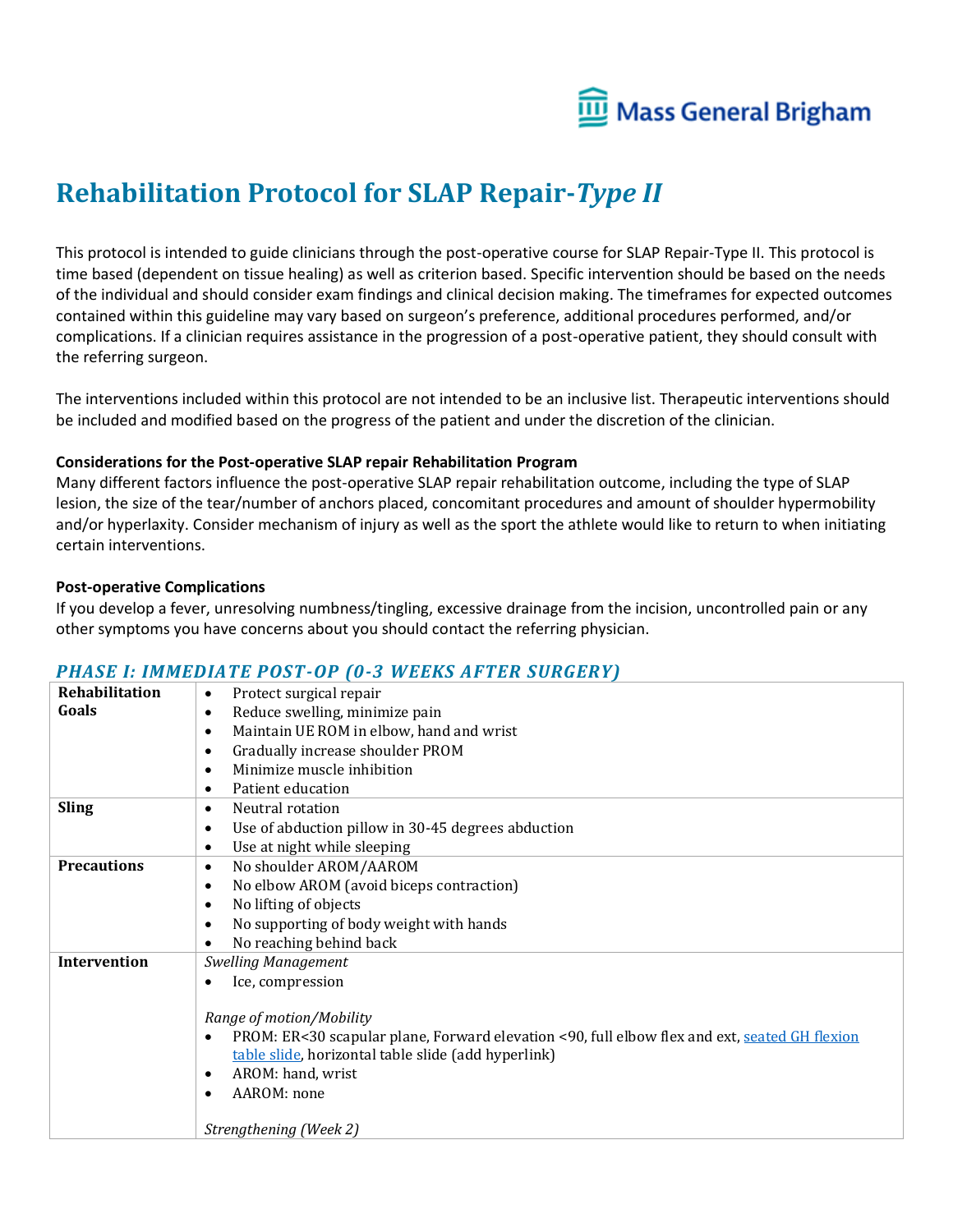# Rehabilitation Protocol for SLAP Repair-*Type II*

This protocol is intended to guide clinicians through the post-operative course for SLAP Repair-Type II. This protocol is time based (dependent on tissue healing) as well as criterion based. Specific intervention should be based on the needs of the individual and should consider exam findings and clinical decision making. The timeframes for expected outcomes contained within this guideline may vary based on surgeon's preference, additional procedures performed, and/or complications. If a clinician requires assistance in the progression of a post-operative patient, they should consult with the referring surgeon.

The interventions included within this protocol are not intended to be an inclusive list. Therapeutic interventions should be included and modified based on the progress of the patient and under the discretion of the clinician.

**Considerations for the Post-operative SLAP repair Rehabilitation Program**

Many different factors influence the post-operative SLAP repair rehabilitation outcome, including the type of SLAP lesion, the size of the tear/number of anchors placed, concomitant procedures and amount of shoulder hypermobility and/or hyperlaxity. Consider mechanism of injury as well as the sport the athlete would like to return to when initiating certain interventions.

**Post-operative Complications**

If you develop a fever, unresolving numbness/tingling, excessive drainage from the incision, uncontrolled pain or any other symptoms you have concerns about you should contact the referring physician.

## *PHASE I: IMMEDIATE POST-OP (0-3 WEEKS AFTER SURGERY)*

| | |
|---|---|
| **Rehabilitation Goals** | • Protect surgical repair<br>• Reduce swelling, minimize pain<br>• Maintain UE ROM in elbow, hand and wrist<br>• Gradually increase shoulder PROM<br>• Minimize muscle inhibition<br>• Patient education |
| **Sling** | • Neutral rotation<br>• Use of abduction pillow in 30-45 degrees abduction<br>• Use at night while sleeping |
| **Precautions** | • No shoulder AROM/AAROM<br>• No elbow AROM (avoid biceps contraction)<br>• No lifting of objects<br>• No supporting of body weight with hands<br>• No reaching behind back |
| **Intervention** | *Swelling Management*<br>• Ice, compression<br><br>*Range of motion/Mobility*<br>• PROM: ER<30 scapular plane, Forward elevation <90, full elbow flex and ext, seated GH flexion table slide, horizontal table slide (add hyperlink)<br>• AROM: hand, wrist<br>• AAROM: none<br><br>*Strengthening (Week 2)* |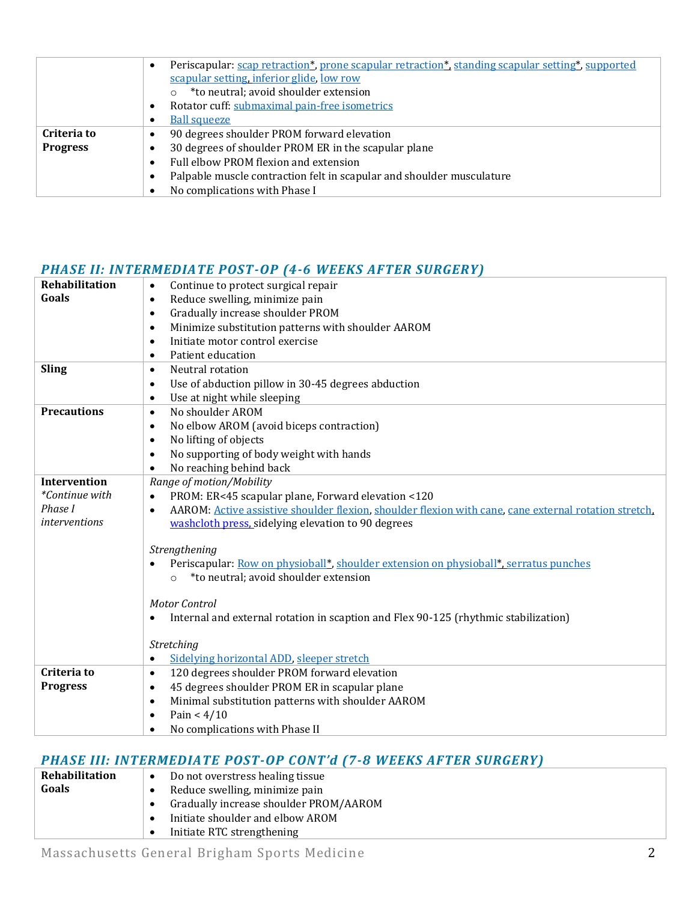| | |
|---|---|
| | • Periscapular: scap retraction*, prone scapular retraction*, standing scapular setting*, supported scapular setting, inferior glide, low row<br>  ○ *to neutral; avoid shoulder extension<br>• Rotator cuff: submaximal pain-free isometrics<br>• Ball squeeze |
| **Criteria to Progress** | • 90 degrees shoulder PROM forward elevation<br>• 30 degrees of shoulder PROM ER in the scapular plane<br>• Full elbow PROM flexion and extension<br>• Palpable muscle contraction felt in scapular and shoulder musculature<br>• No complications with Phase I |

## *PHASE II: INTERMEDIATE POST-OP (4-6 WEEKS AFTER SURGERY)*

| | |
|---|---|
| **Rehabilitation Goals** | • Continue to protect surgical repair<br>• Reduce swelling, minimize pain<br>• Gradually increase shoulder PROM<br>• Minimize substitution patterns with shoulder AAROM<br>• Initiate motor control exercise<br>• Patient education |
| **Sling** | • Neutral rotation<br>• Use of abduction pillow in 30-45 degrees abduction<br>• Use at night while sleeping |
| **Precautions** | • No shoulder AROM<br>• No elbow AROM (avoid biceps contraction)<br>• No lifting of objects<br>• No supporting of body weight with hands<br>• No reaching behind back |
| **Intervention** *\*Continue with Phase I interventions* | *Range of motion/Mobility*<br>• PROM: ER<45 scapular plane, Forward elevation <120<br>• AAROM: Active assistive shoulder flexion, shoulder flexion with cane, cane external rotation stretch, washcloth press, sidelying elevation to 90 degrees<br><br>*Strengthening*<br>• Periscapular: Row on physioball*, shoulder extension on physioball*, serratus punches<br>  ○ *to neutral; avoid shoulder extension<br><br>*Motor Control*<br>• Internal and external rotation in scaption and Flex 90-125 (rhythmic stabilization)<br><br>*Stretching*<br>• Sidelying horizontal ADD, sleeper stretch |
| **Criteria to Progress** | • 120 degrees shoulder PROM forward elevation<br>• 45 degrees shoulder PROM ER in scapular plane<br>• Minimal substitution patterns with shoulder AAROM<br>• Pain < 4/10<br>• No complications with Phase II |

## *PHASE III: INTERMEDIATE POST-OP CONT'd (7-8 WEEKS AFTER SURGERY)*

| | |
|---|---|
| **Rehabilitation Goals** | • Do not overstress healing tissue<br>• Reduce swelling, minimize pain<br>• Gradually increase shoulder PROM/AAROM<br>• Initiate shoulder and elbow AROM<br>• Initiate RTC strengthening |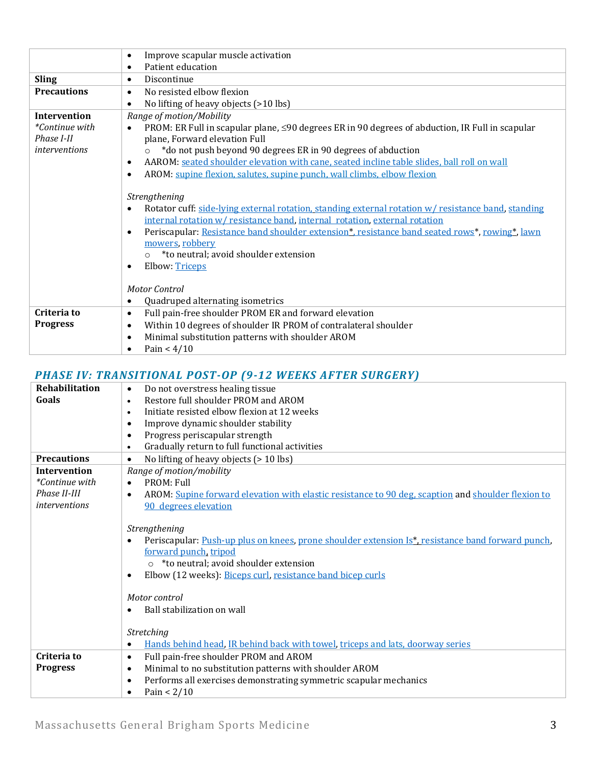| | |
|---|---|
| | • Improve scapular muscle activation<br>• Patient education |
| **Sling** | • Discontinue |
| **Precautions** | • No resisted elbow flexion<br>• No lifting of heavy objects (>10 lbs) |
| **Intervention**<br>*\*Continue with Phase I-II interventions* | *Range of motion/Mobility*<br>• PROM: ER Full in scapular plane, ≤90 degrees ER in 90 degrees of abduction, IR Full in scapular plane, Forward elevation Full<br>  ○ \*do not push beyond 90 degrees ER in 90 degrees of abduction<br>• AAROM: seated shoulder elevation with cane, seated incline table slides, ball roll on wall<br>• AROM: supine flexion, salutes, supine punch, wall climbs, elbow flexion<br><br>*Strengthening*<br>• Rotator cuff: side-lying external rotation, standing external rotation w/ resistance band, standing internal rotation w/ resistance band, internal rotation, external rotation<br>• Periscapular: Resistance band shoulder extension\*, resistance band seated rows\*, rowing\*, lawn mowers, robbery<br>  ○ \*to neutral; avoid shoulder extension<br>• Elbow: Triceps<br><br>*Motor Control*<br>• Quadruped alternating isometrics |
| **Criteria to Progress** | • Full pain-free shoulder PROM ER and forward elevation<br>• Within 10 degrees of shoulder IR PROM of contralateral shoulder<br>• Minimal substitution patterns with shoulder AROM<br>• Pain < 4/10 |

## *PHASE IV: TRANSITIONAL POST-OP (9-12 WEEKS AFTER SURGERY)*

| | |
|---|---|
| **Rehabilitation Goals** | • Do not overstress healing tissue<br>• Restore full shoulder PROM and AROM<br>• Initiate resisted elbow flexion at 12 weeks<br>• Improve dynamic shoulder stability<br>• Progress periscapular strength<br>• Gradually return to full functional activities |
| **Precautions** | • No lifting of heavy objects (> 10 lbs) |
| **Intervention**<br>*\*Continue with Phase II-III interventions* | *Range of motion/mobility*<br>• PROM: Full<br>• AROM: Supine forward elevation with elastic resistance to 90 deg, scaption and shoulder flexion to 90 degrees elevation<br><br>*Strengthening*<br>• Periscapular: Push-up plus on knees, prone shoulder extension Is\*, resistance band forward punch, forward punch, tripod<br>  ○ \*to neutral; avoid shoulder extension<br>• Elbow (12 weeks): Biceps curl, resistance band bicep curls<br><br>*Motor control*<br>• Ball stabilization on wall<br><br>*Stretching*<br>• Hands behind head, IR behind back with towel, triceps and lats, doorway series |
| **Criteria to Progress** | • Full pain-free shoulder PROM and AROM<br>• Minimal to no substitution patterns with shoulder AROM<br>• Performs all exercises demonstrating symmetric scapular mechanics<br>• Pain < 2/10 |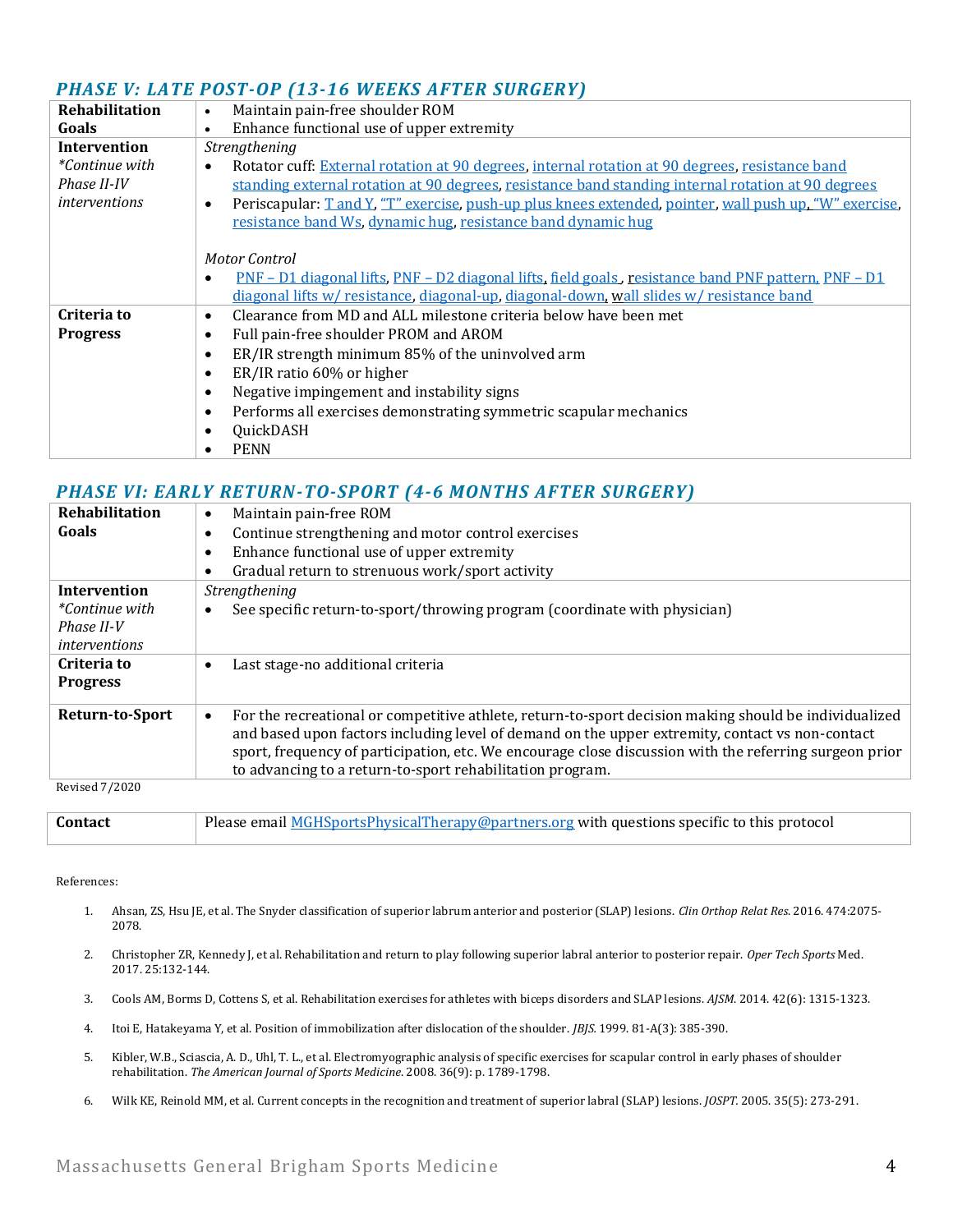### *PHASE V: LATE POST-OP (13-16 WEEKS AFTER SURGERY)*

| | |
|---|---|
| **Rehabilitation Goals** | • Maintain pain-free shoulder ROM<br>• Enhance functional use of upper extremity |
| **Intervention**<br>*\*Continue with Phase II-IV interventions* | *Strengthening*<br>• Rotator cuff: External rotation at 90 degrees, internal rotation at 90 degrees, resistance band standing external rotation at 90 degrees, resistance band standing internal rotation at 90 degrees<br>• Periscapular: T and Y, "T" exercise, push-up plus knees extended, pointer, wall push up, "W" exercise, resistance band Ws, dynamic hug, resistance band dynamic hug<br><br>*Motor Control*<br>• PNF – D1 diagonal lifts, PNF – D2 diagonal lifts, field goals , resistance band PNF pattern, PNF – D1 diagonal lifts w/ resistance, diagonal-up, diagonal-down, wall slides w/ resistance band |
| **Criteria to Progress** | • Clearance from MD and ALL milestone criteria below have been met<br>• Full pain-free shoulder PROM and AROM<br>• ER/IR strength minimum 85% of the uninvolved arm<br>• ER/IR ratio 60% or higher<br>• Negative impingement and instability signs<br>• Performs all exercises demonstrating symmetric scapular mechanics<br>• QuickDASH<br>• PENN |

### *PHASE VI: EARLY RETURN-TO-SPORT (4-6 MONTHS AFTER SURGERY)*

| | |
|---|---|
| **Rehabilitation Goals** | • Maintain pain-free ROM<br>• Continue strengthening and motor control exercises<br>• Enhance functional use of upper extremity<br>• Gradual return to strenuous work/sport activity |
| **Intervention**<br>*\*Continue with Phase II-V interventions* | *Strengthening*<br>• See specific return-to-sport/throwing program (coordinate with physician) |
| **Criteria to Progress** | • Last stage-no additional criteria |
| **Return-to-Sport** | • For the recreational or competitive athlete, return-to-sport decision making should be individualized and based upon factors including level of demand on the upper extremity, contact vs non-contact sport, frequency of participation, etc. We encourage close discussion with the referring surgeon prior to advancing to a return-to-sport rehabilitation program. |

Revised 7/2020

| | |
|---|---|
| **Contact** | Please email MGHSportsPhysicalTherapy@partners.org with questions specific to this protocol |

References:

1. Ahsan, ZS, Hsu JE, et al. The Snyder classification of superior labrum anterior and posterior (SLAP) lesions. *Clin Orthop Relat Res.* 2016. 474:2075-2078.
2. Christopher ZR, Kennedy J, et al. Rehabilitation and return to play following superior labral anterior to posterior repair. *Oper Tech Sports* Med. 2017. 25:132-144.
3. Cools AM, Borms D, Cottens S, et al. Rehabilitation exercises for athletes with biceps disorders and SLAP lesions. *AJSM.* 2014. 42(6): 1315-1323.
4. Itoi E, Hatakeyama Y, et al. Position of immobilization after dislocation of the shoulder. *JBJS.* 1999. 81-A(3): 385-390.
5. Kibler, W.B., Sciascia, A. D., Uhl, T. L., et al. Electromyographic analysis of specific exercises for scapular control in early phases of shoulder rehabilitation. *The American Journal of Sports Medicine.* 2008. 36(9): p. 1789-1798.
6. Wilk KE, Reinold MM, et al. Current concepts in the recognition and treatment of superior labral (SLAP) lesions. *JOSPT.* 2005. 35(5): 273-291.